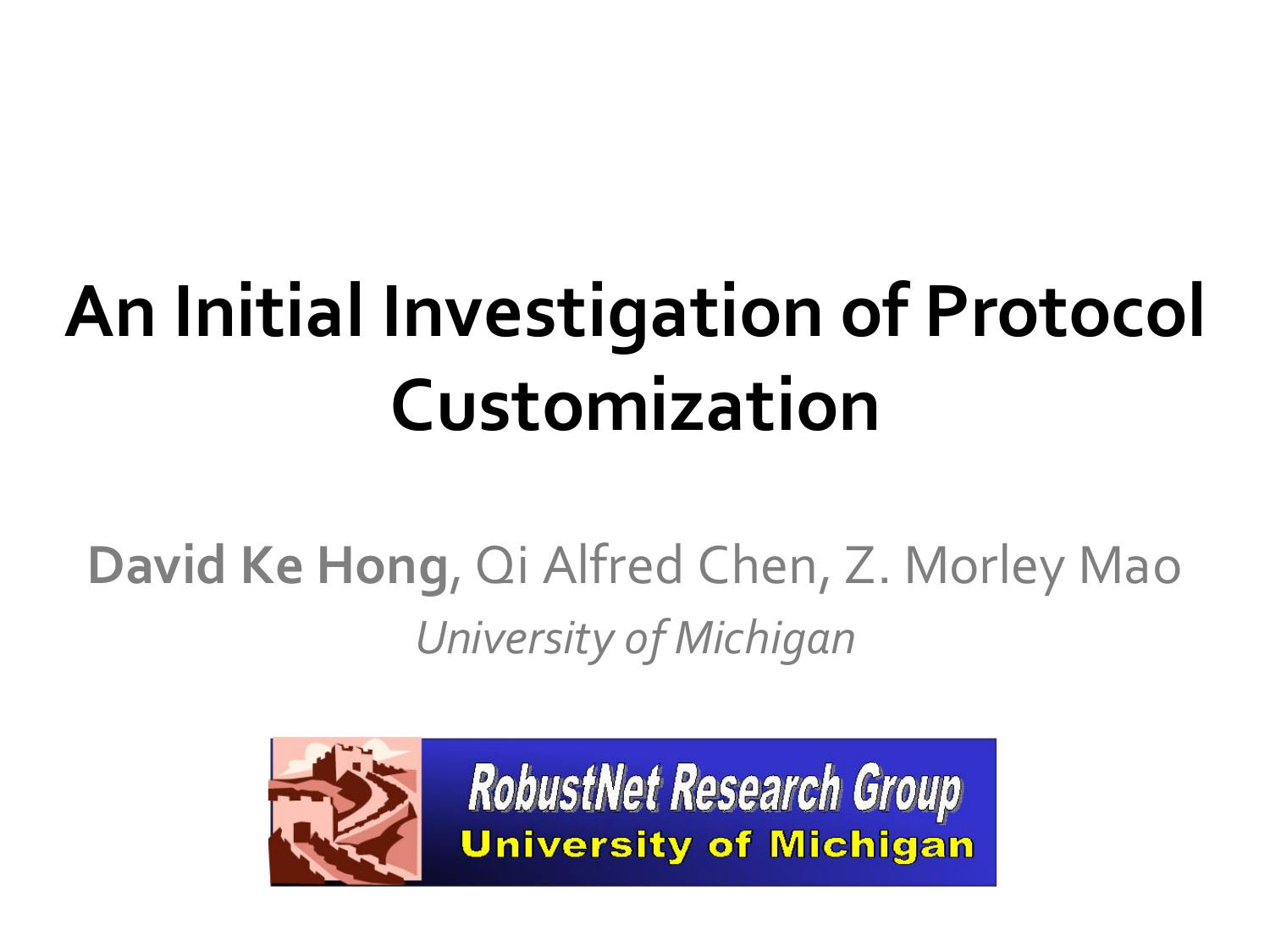# An Initial Investigation of Protocol Customization

**David Ke Hong**, Qi Alfred Chen, Z. Morley Mao

*University of Michigan*

RobustNet Research Group

University of Michigan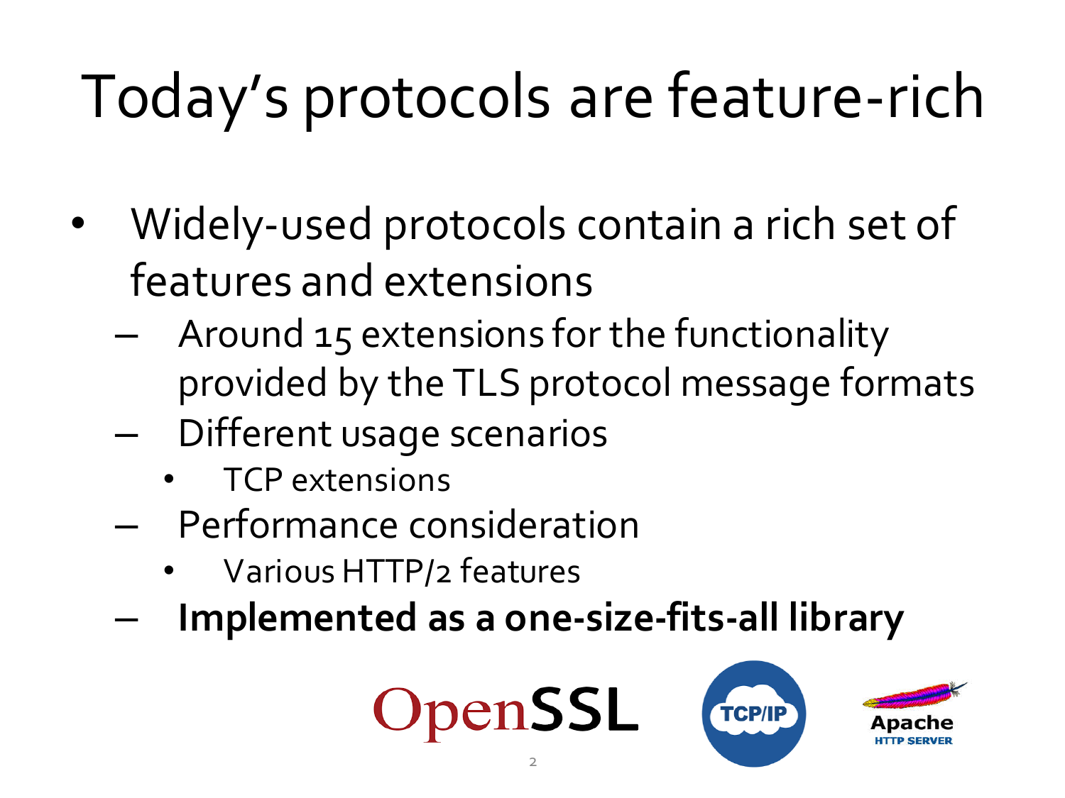# Today's protocols are feature-rich

- Widely-used protocols contain a rich set of features and extensions
  - Around 15 extensions for the functionality provided by the TLS protocol message formats
  - Different usage scenarios
    - TCP extensions
  - Performance consideration
    - Various HTTP/2 features
  - **Implemented as a one-size-fits-all library**

OpenSSL TCP/IP Apache HTTP SERVER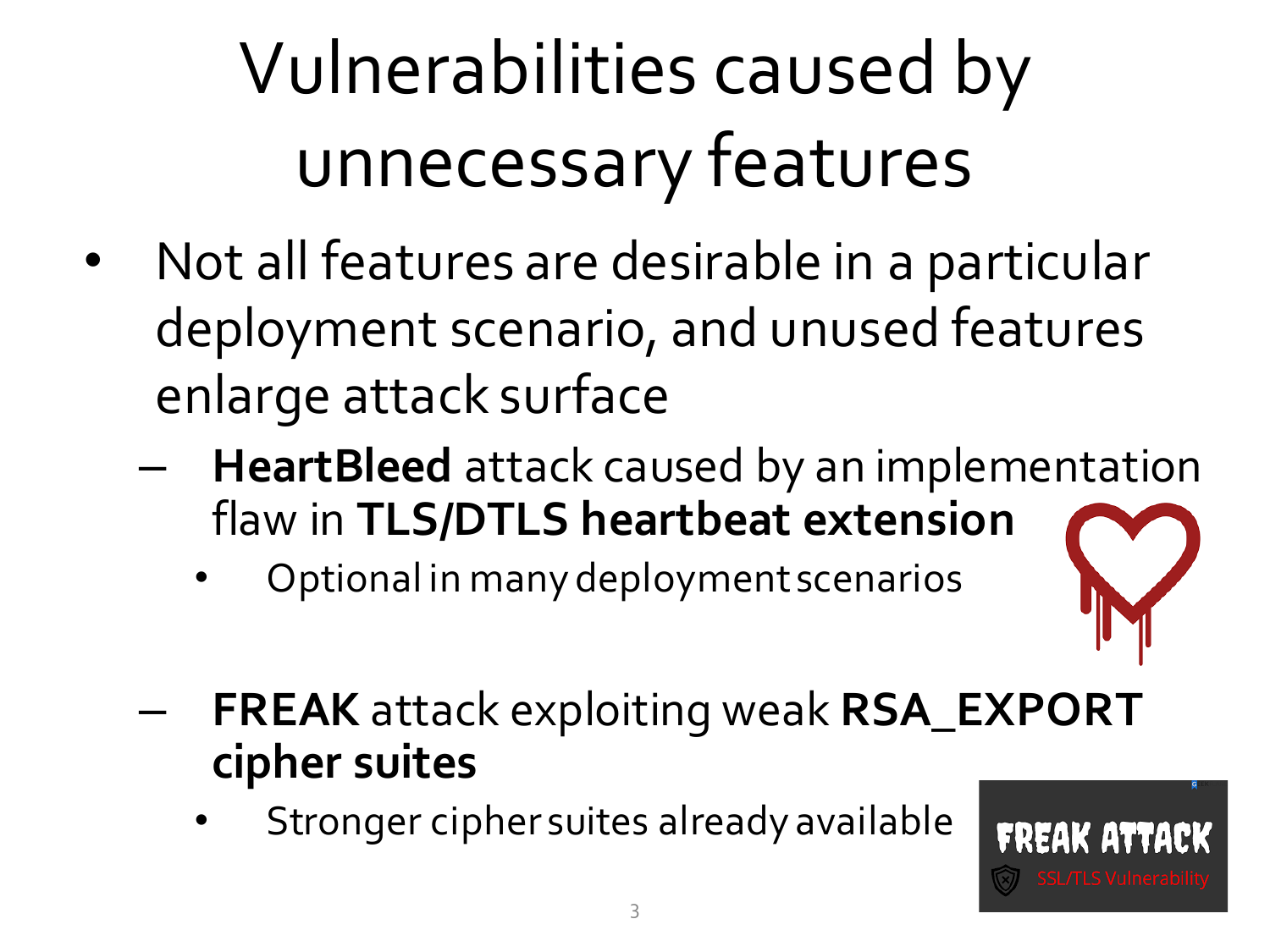# Vulnerabilities caused by unnecessary features

- Not all features are desirable in a particular deployment scenario, and unused features enlarge attack surface
  - **HeartBleed** attack caused by an implementation flaw in **TLS/DTLS heartbeat extension**
    - Optional in many deployment scenarios
  - **FREAK** attack exploiting weak **RSA_EXPORT cipher suites**
    - Stronger cipher suites already available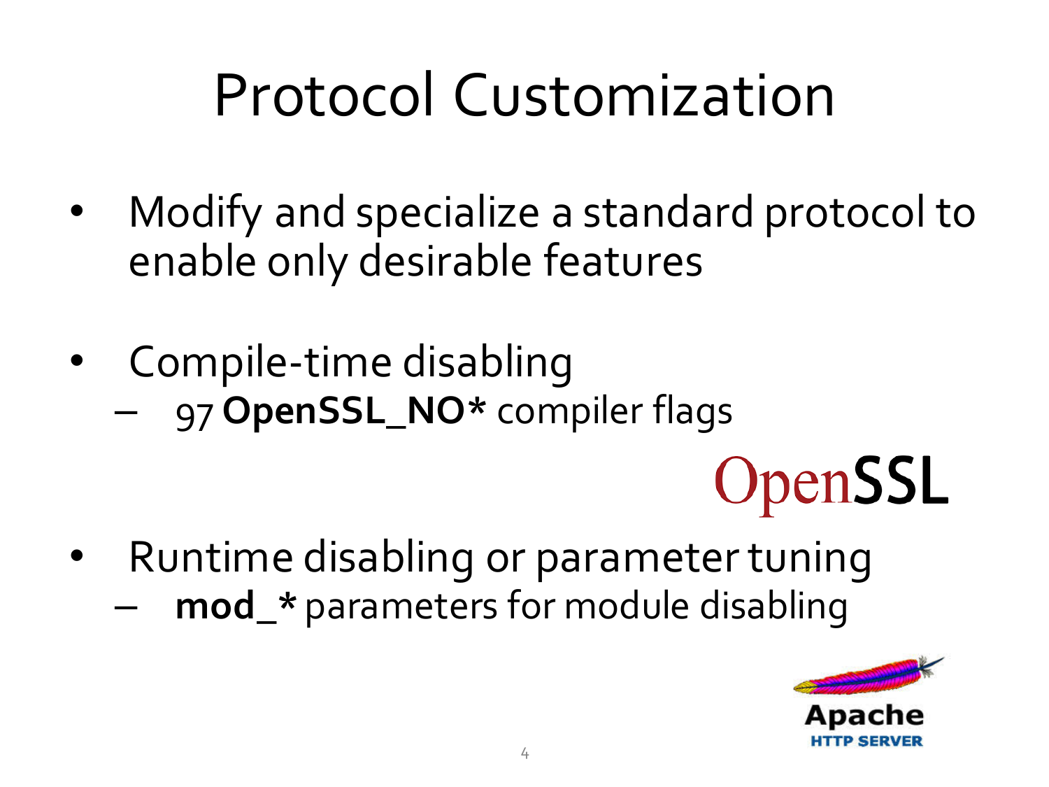# Protocol Customization

- Modify and specialize a standard protocol to enable only desirable features

- Compile-time disabling
  - 97 **OpenSSL_NO*** compiler flags

- Runtime disabling or parameter tuning
  - **mod_*** parameters for module disabling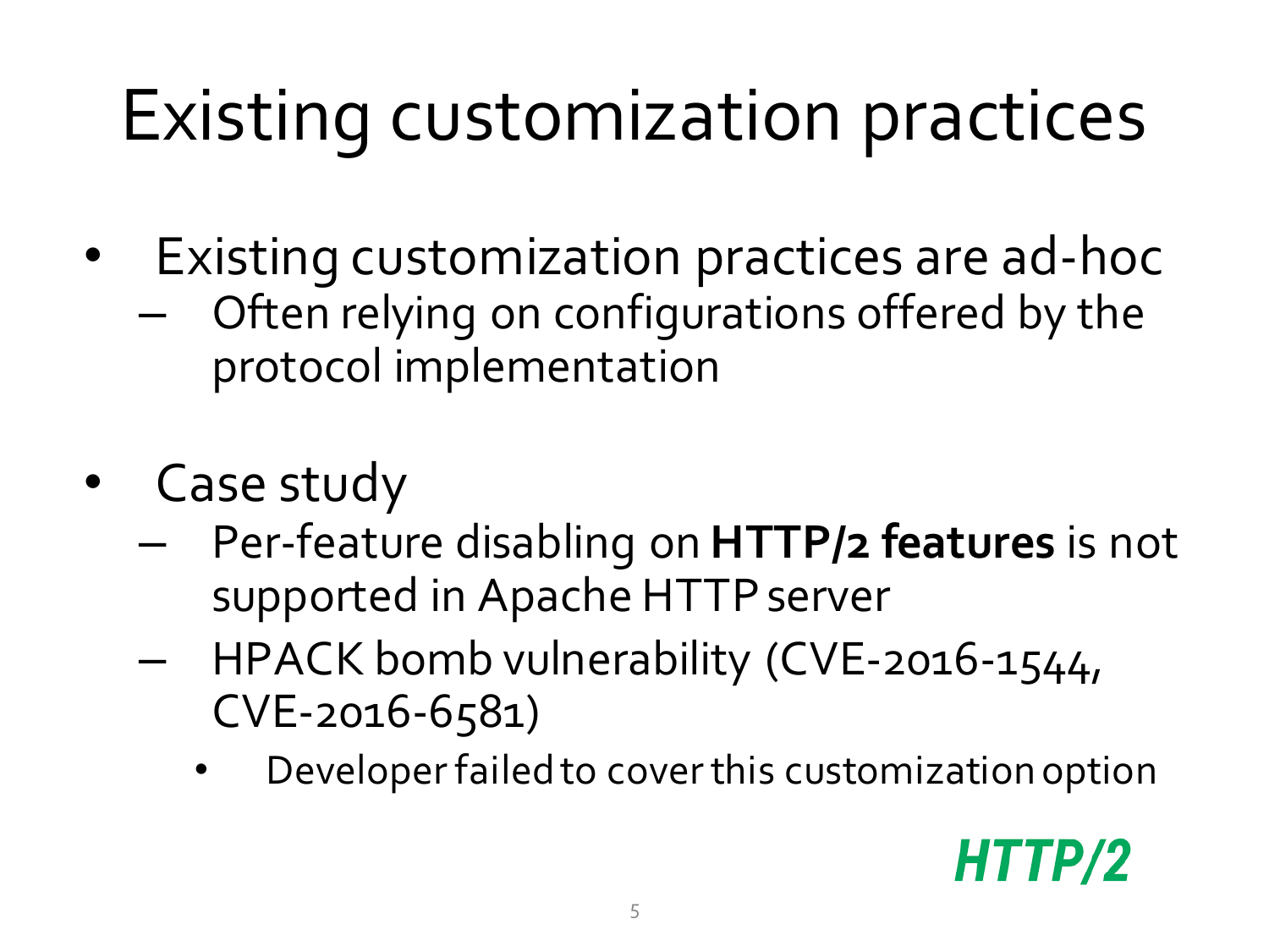# Existing customization practices

- Existing customization practices are ad-hoc
  - Often relying on configurations offered by the protocol implementation
- Case study
  - Per-feature disabling on **HTTP/2 features** is not supported in Apache HTTP server
  - HPACK bomb vulnerability (CVE-2016-1544, CVE-2016-6581)
    - Developer failed to cover this customization option

***HTTP/2***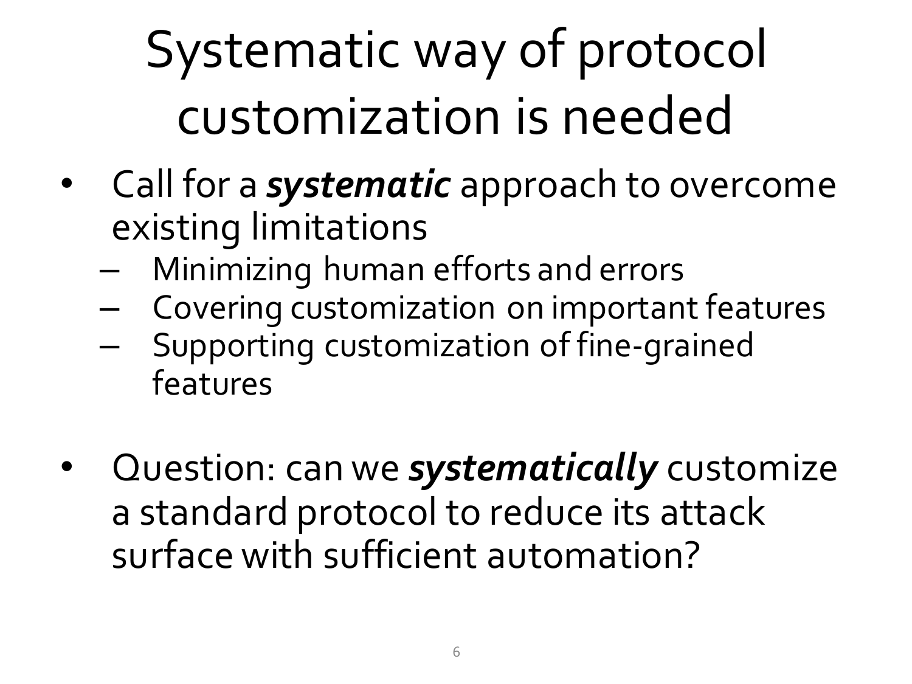# Systematic way of protocol customization is needed

- Call for a ***systematic*** approach to overcome existing limitations
  - Minimizing human efforts and errors
  - Covering customization on important features
  - Supporting customization of fine-grained features

- Question: can we ***systematically*** customize a standard protocol to reduce its attack surface with sufficient automation?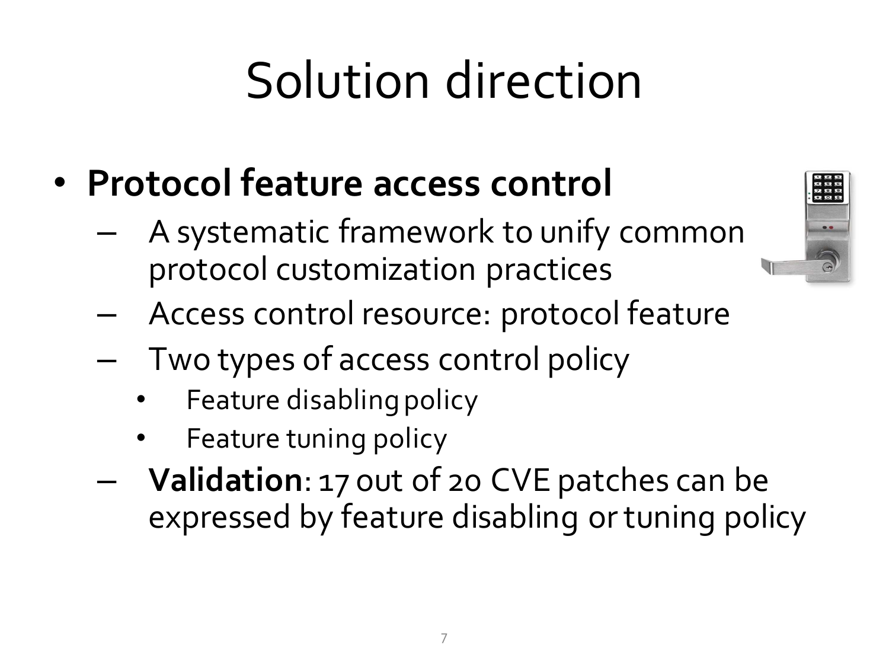# Solution direction

- **Protocol feature access control**
  - A systematic framework to unify common protocol customization practices
  - Access control resource: protocol feature
  - Two types of access control policy
    - Feature disabling policy
    - Feature tuning policy
  - **Validation**: 17 out of 20 CVE patches can be expressed by feature disabling or tuning policy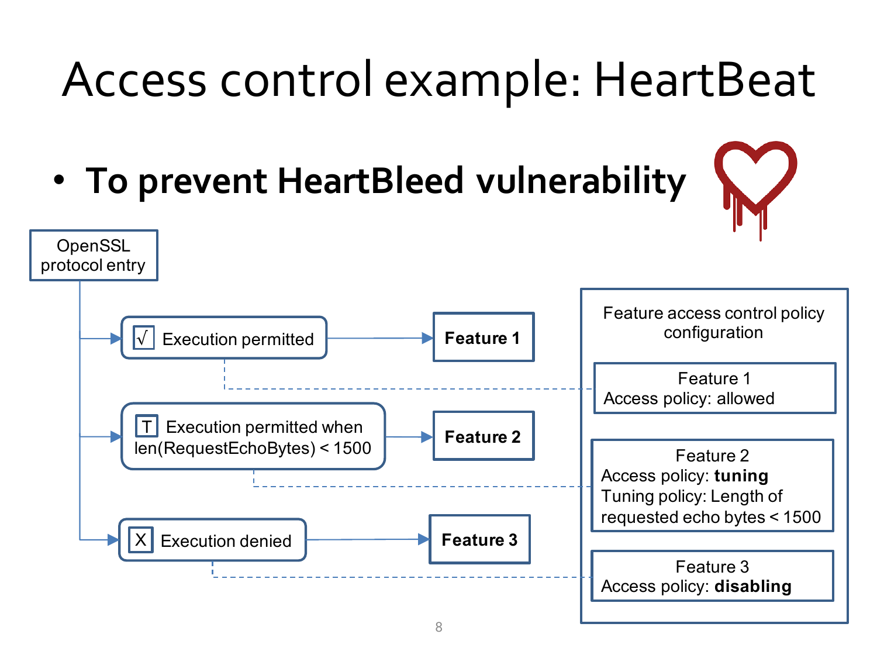# Access control example: HeartBeat

- **To prevent HeartBleed vulnerability**

OpenSSL protocol entry

- √ Execution permitted → **Feature 1**
- T Execution permitted when len(RequestEchoBytes) < 1500 → **Feature 2**
- X Execution denied → **Feature 3**

Feature access control policy configuration

Feature 1
Access policy: allowed

Feature 2
Access policy: **tuning**
Tuning policy: Length of requested echo bytes < 1500

Feature 3
Access policy: **disabling**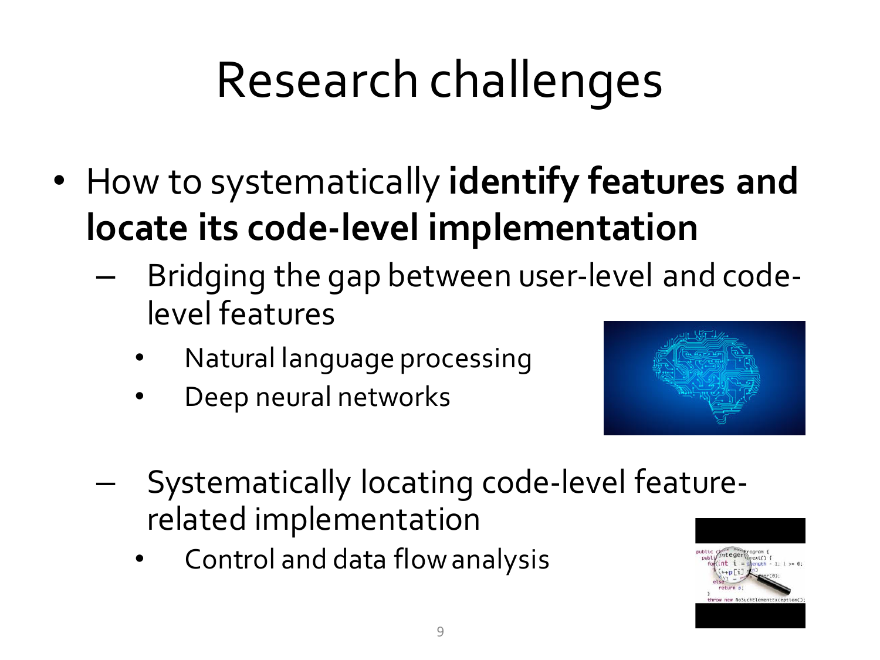# Research challenges

- How to systematically **identify features and locate its code-level implementation**
  - Bridging the gap between user-level and code-level features
    - Natural language processing
    - Deep neural networks
  - Systematically locating code-level feature-related implementation
    - Control and data flow analysis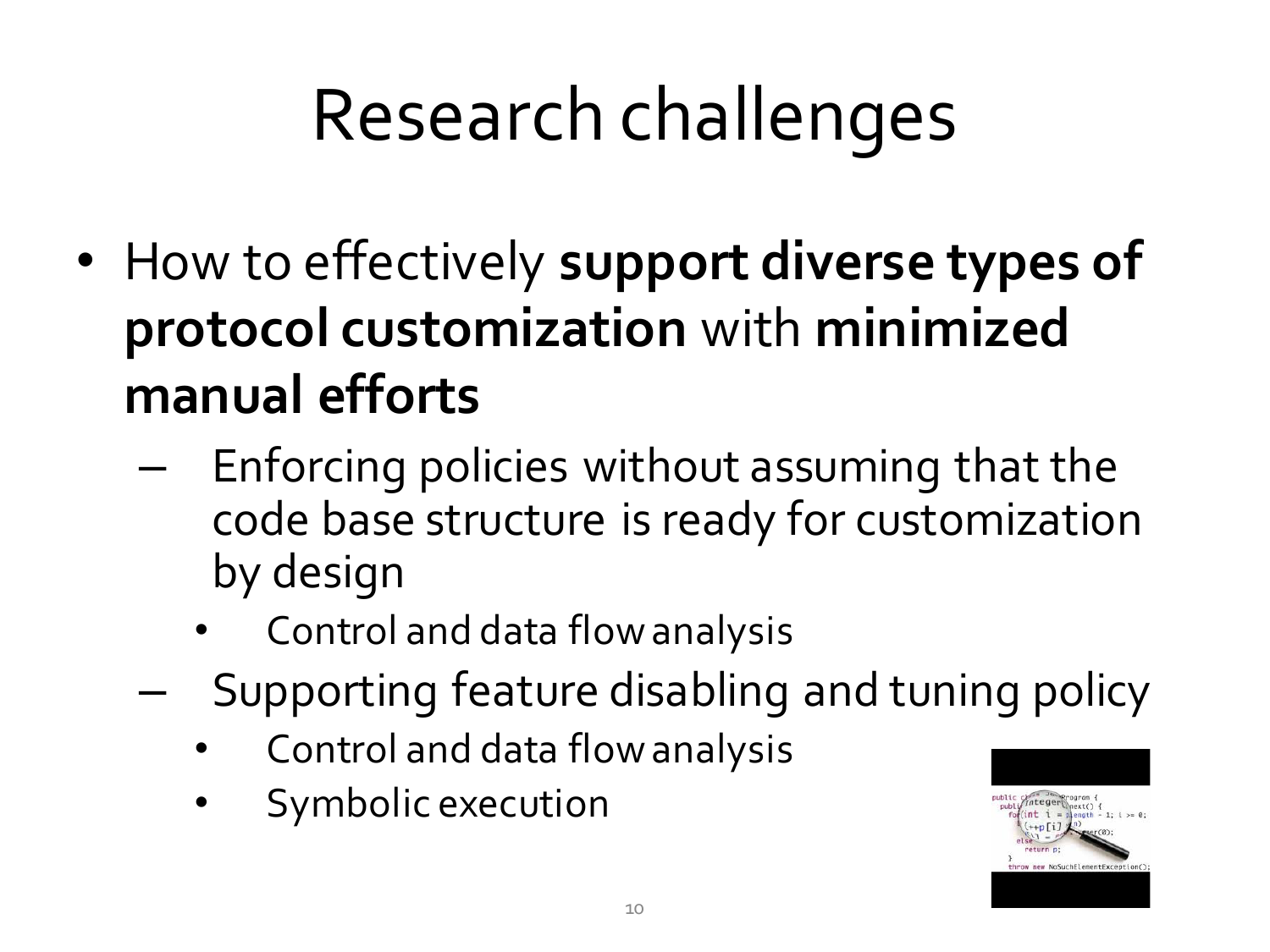# Research challenges

- How to effectively **support diverse types of protocol customization** with **minimized manual efforts**
  - Enforcing policies without assuming that the code base structure is ready for customization by design
    - Control and data flow analysis
  - Supporting feature disabling and tuning policy
    - Control and data flow analysis
    - Symbolic execution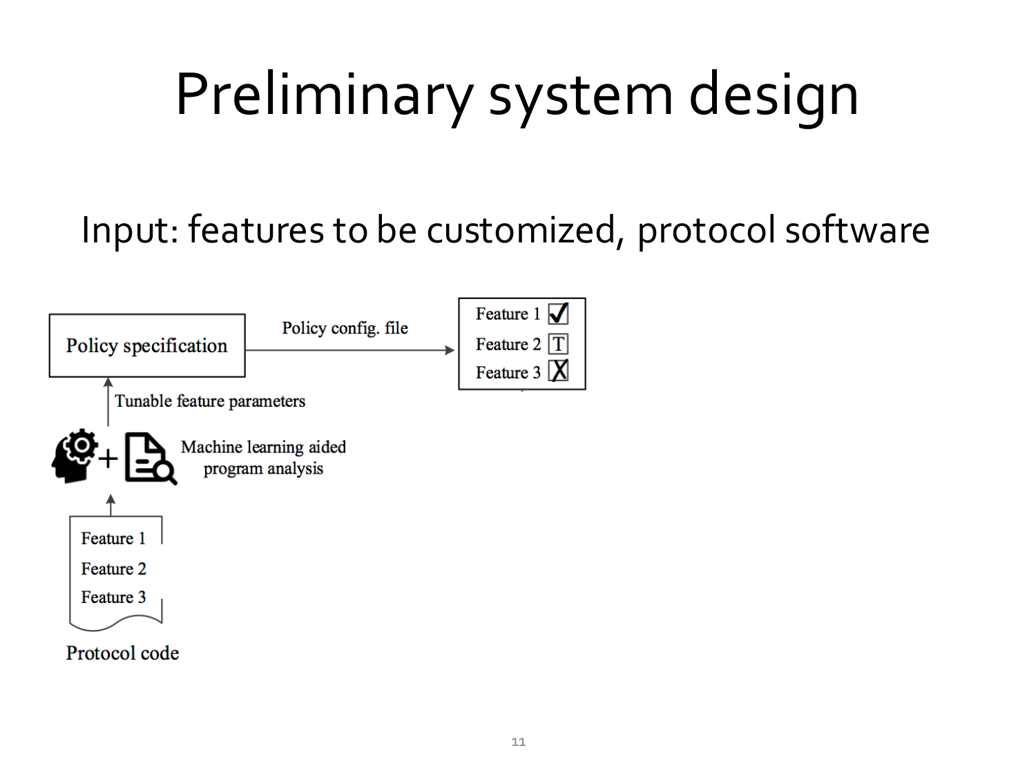# Preliminary system design

Input: features to be customized, protocol software

Policy specification

Policy config. file

Feature 1 ✓
Feature 2 T
Feature 3 X

Tunable feature parameters

Machine learning aided program analysis

Feature 1
Feature 2
Feature 3

Protocol code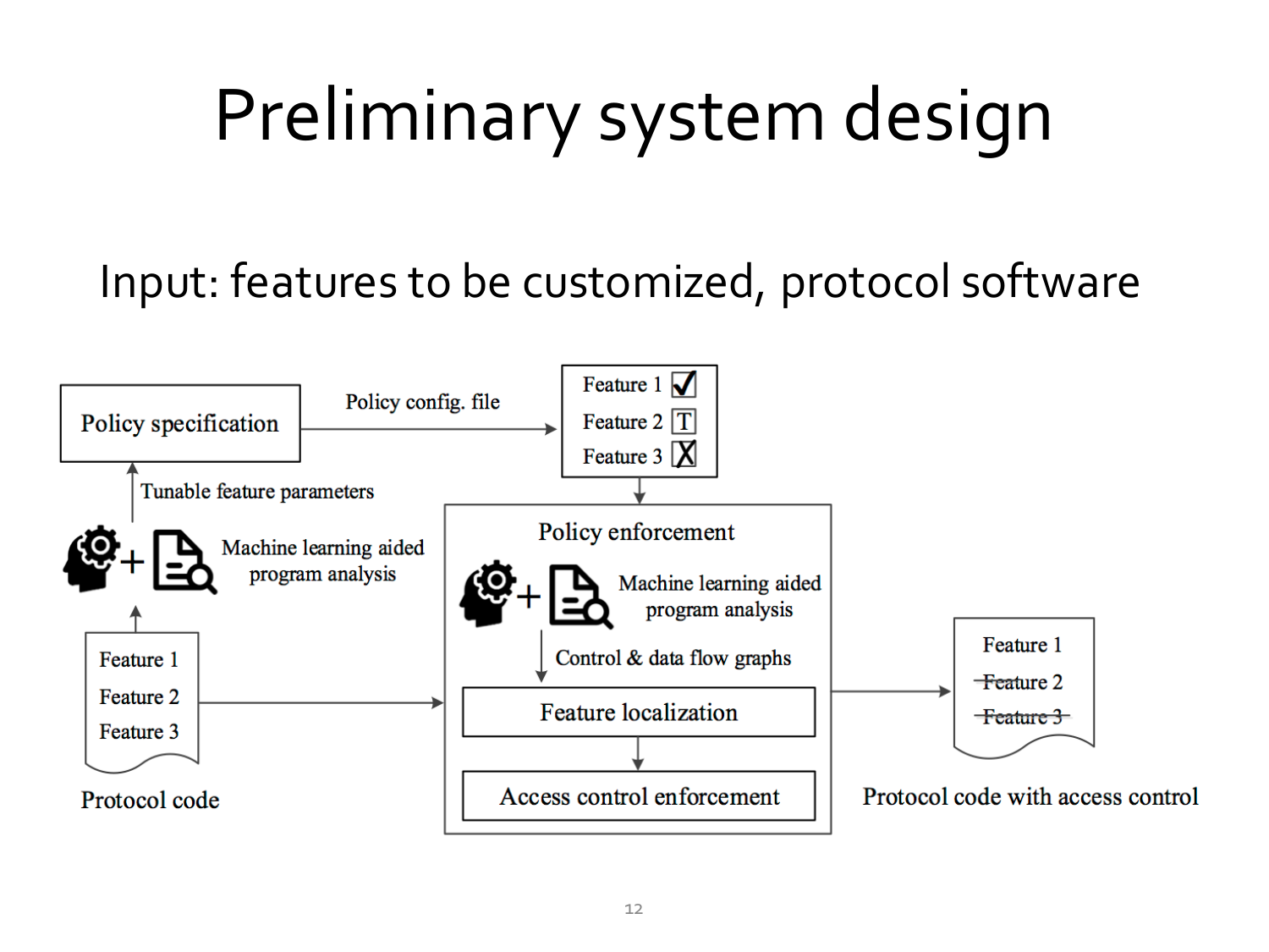# Preliminary system design

Input: features to be customized, protocol software

Policy specification

Policy config. file

Feature 1 ✓
Feature 2 T
Feature 3 X

Tunable feature parameters

Machine learning aided program analysis

Feature 1
Feature 2
Feature 3

Protocol code

Policy enforcement

Machine learning aided program analysis

Control & data flow graphs

Feature localization

Access control enforcement

Feature 1
~~Feature 2~~
~~Feature 3~~

Protocol code with access control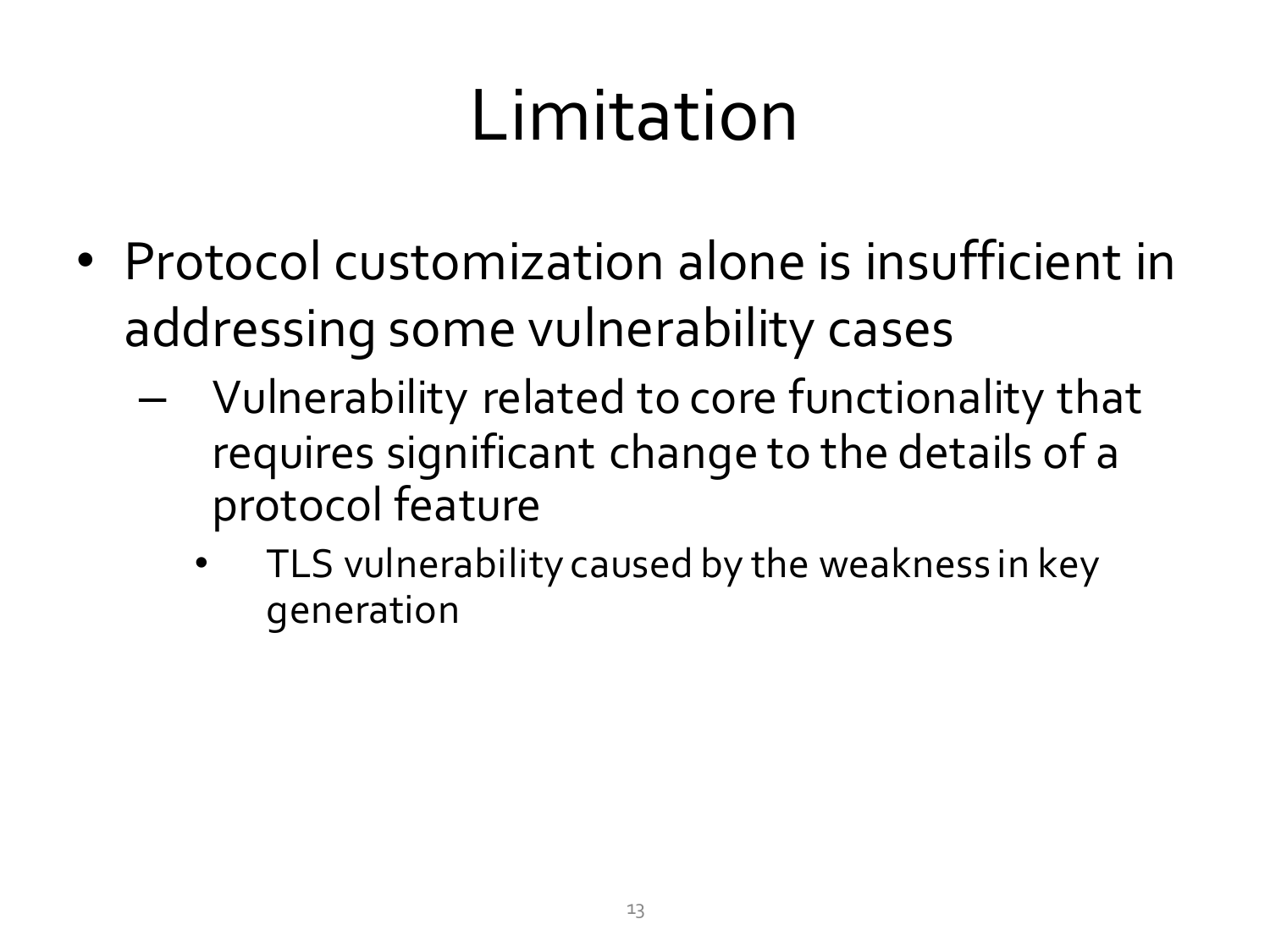# Limitation

- Protocol customization alone is insufficient in addressing some vulnerability cases
  - Vulnerability related to core functionality that requires significant change to the details of a protocol feature
    - TLS vulnerability caused by the weakness in key generation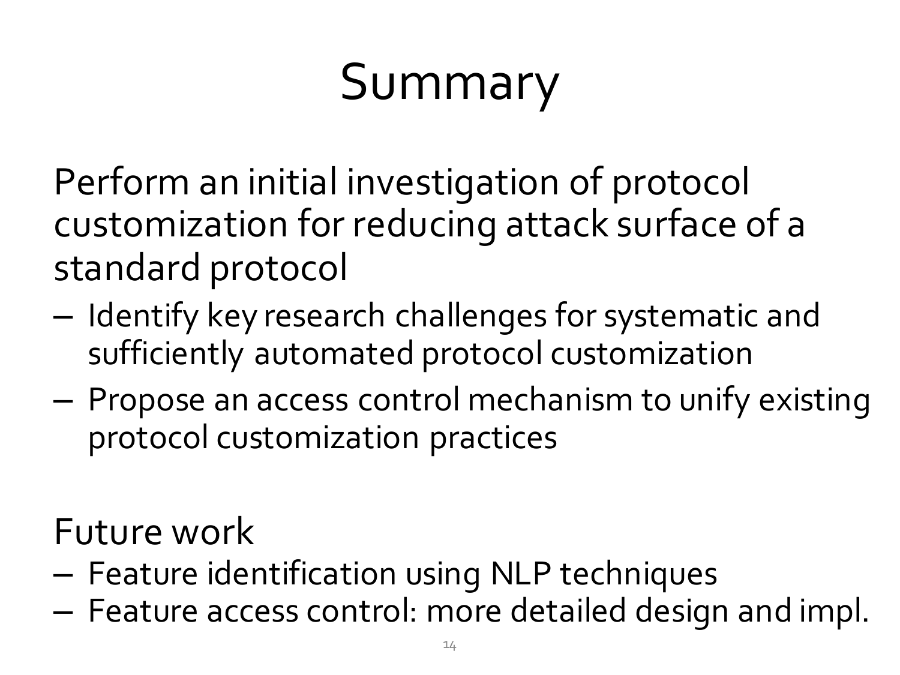# Summary

Perform an initial investigation of protocol customization for reducing attack surface of a standard protocol

- Identify key research challenges for systematic and sufficiently automated protocol customization
- Propose an access control mechanism to unify existing protocol customization practices

Future work

- Feature identification using NLP techniques
- Feature access control: more detailed design and impl.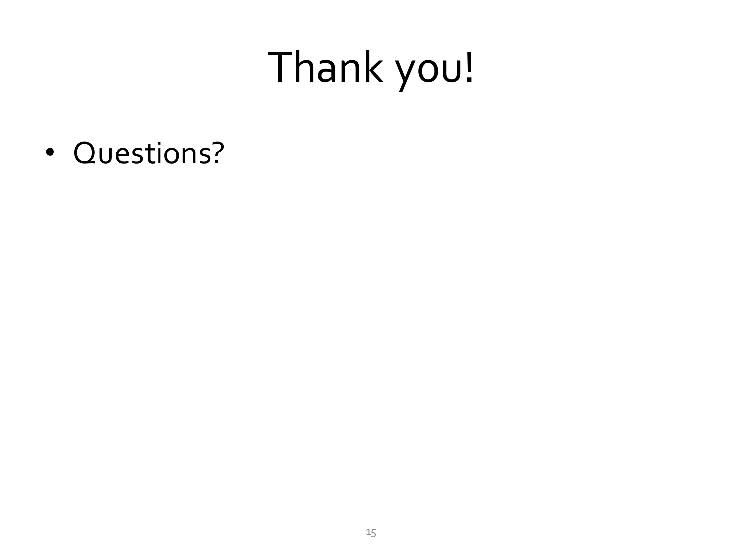# Thank you!

- Questions?